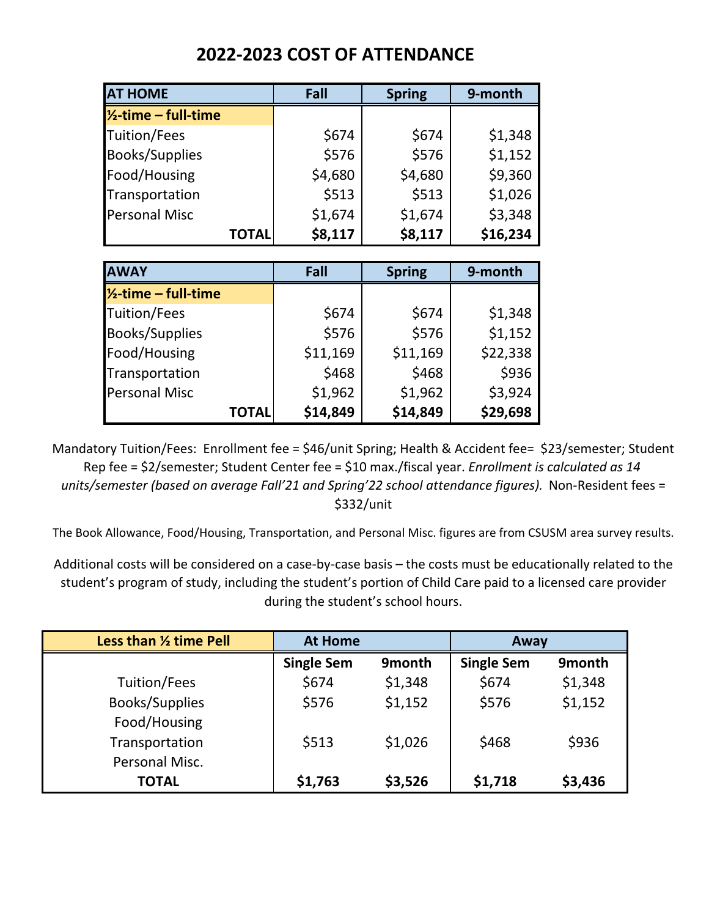# 2022-2023 COST OF ATTENDANCE

| AT HOME | Fall | Spring | 9-month |
|---|---|---|---|
| **½-time – full-time** | | | |
| Tuition/Fees | $674 | $674 | $1,348 |
| Books/Supplies | $576 | $576 | $1,152 |
| Food/Housing | $4,680 | $4,680 | $9,360 |
| Transportation | $513 | $513 | $1,026 |
| Personal Misc | $1,674 | $1,674 | $3,348 |
| **TOTAL** | **$8,117** | **$8,117** | **$16,234** |

| AWAY | Fall | Spring | 9-month |
|---|---|---|---|
| **½-time – full-time** | | | |
| Tuition/Fees | $674 | $674 | $1,348 |
| Books/Supplies | $576 | $576 | $1,152 |
| Food/Housing | $11,169 | $11,169 | $22,338 |
| Transportation | $468 | $468 | $936 |
| Personal Misc | $1,962 | $1,962 | $3,924 |
| **TOTAL** | **$14,849** | **$14,849** | **$29,698** |

Mandatory Tuition/Fees: Enrollment fee = $46/unit Spring; Health & Accident fee= $23/semester; Student Rep fee = $2/semester; Student Center fee = $10 max./fiscal year. *Enrollment is calculated as 14 units/semester (based on average Fall'21 and Spring'22 school attendance figures).* Non-Resident fees = $332/unit

The Book Allowance, Food/Housing, Transportation, and Personal Misc. figures are from CSUSM area survey results.

Additional costs will be considered on a case-by-case basis – the costs must be educationally related to the student's program of study, including the student's portion of Child Care paid to a licensed care provider during the student's school hours.

| Less than ½ time Pell | At Home | | Away | |
|---|---|---|---|---|
| | **Single Sem** | **9month** | **Single Sem** | **9month** |
| Tuition/Fees | $674 | $1,348 | $674 | $1,348 |
| Books/Supplies | $576 | $1,152 | $576 | $1,152 |
| Food/Housing | | | | |
| Transportation | $513 | $1,026 | $468 | $936 |
| Personal Misc. | | | | |
| **TOTAL** | **$1,763** | **$3,526** | **$1,718** | **$3,436** |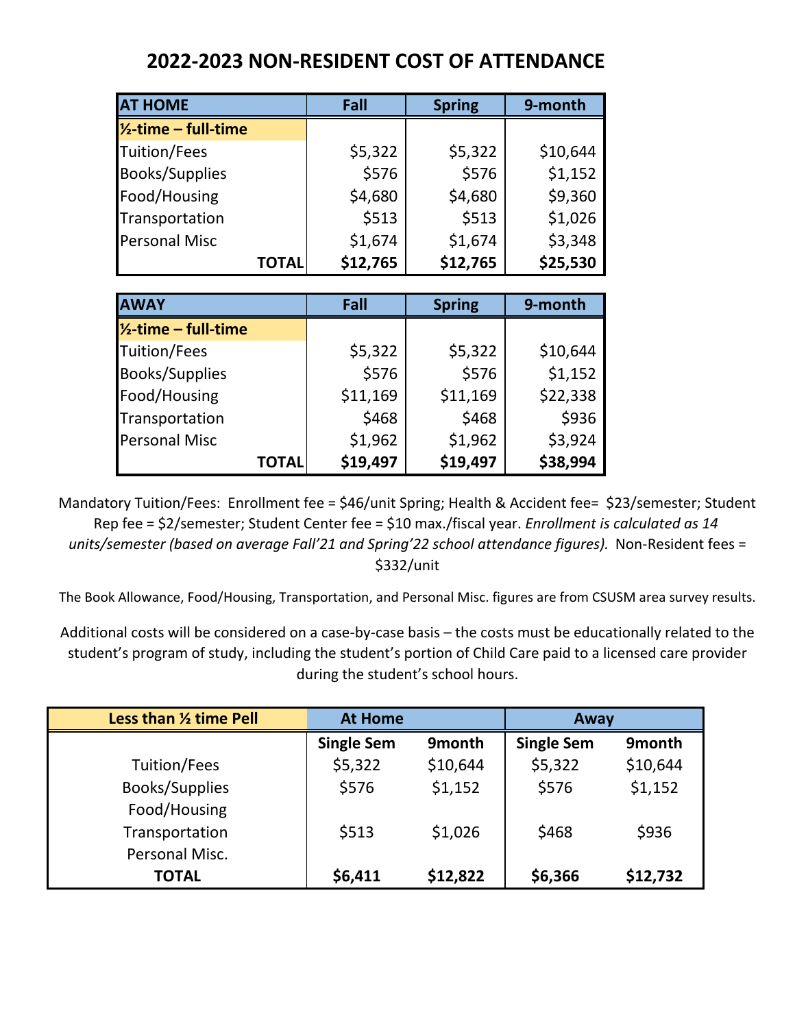# 2022-2023 NON-RESIDENT COST OF ATTENDANCE

| AT HOME | Fall | Spring | 9-month |
|---|---|---|---|
| **½-time – full-time** | | | |
| Tuition/Fees | $5,322 | $5,322 | $10,644 |
| Books/Supplies | $576 | $576 | $1,152 |
| Food/Housing | $4,680 | $4,680 | $9,360 |
| Transportation | $513 | $513 | $1,026 |
| Personal Misc | $1,674 | $1,674 | $3,348 |
| **TOTAL** | **$12,765** | **$12,765** | **$25,530** |

| AWAY | Fall | Spring | 9-month |
|---|---|---|---|
| **½-time – full-time** | | | |
| Tuition/Fees | $5,322 | $5,322 | $10,644 |
| Books/Supplies | $576 | $576 | $1,152 |
| Food/Housing | $11,169 | $11,169 | $22,338 |
| Transportation | $468 | $468 | $936 |
| Personal Misc | $1,962 | $1,962 | $3,924 |
| **TOTAL** | **$19,497** | **$19,497** | **$38,994** |

Mandatory Tuition/Fees: Enrollment fee = $46/unit Spring; Health & Accident fee= $23/semester; Student Rep fee = $2/semester; Student Center fee = $10 max./fiscal year. *Enrollment is calculated as 14 units/semester (based on average Fall'21 and Spring'22 school attendance figures).* Non-Resident fees = $332/unit

The Book Allowance, Food/Housing, Transportation, and Personal Misc. figures are from CSUSM area survey results.

Additional costs will be considered on a case-by-case basis – the costs must be educationally related to the student's program of study, including the student's portion of Child Care paid to a licensed care provider during the student's school hours.

| Less than ½ time Pell | At Home | | Away | |
|---|---|---|---|---|
| | **Single Sem** | **9month** | **Single Sem** | **9month** |
| Tuition/Fees | $5,322 | $10,644 | $5,322 | $10,644 |
| Books/Supplies | $576 | $1,152 | $576 | $1,152 |
| Food/Housing | | | | |
| Transportation | $513 | $1,026 | $468 | $936 |
| Personal Misc. | | | | |
| **TOTAL** | **$6,411** | **$12,822** | **$6,366** | **$12,732** |